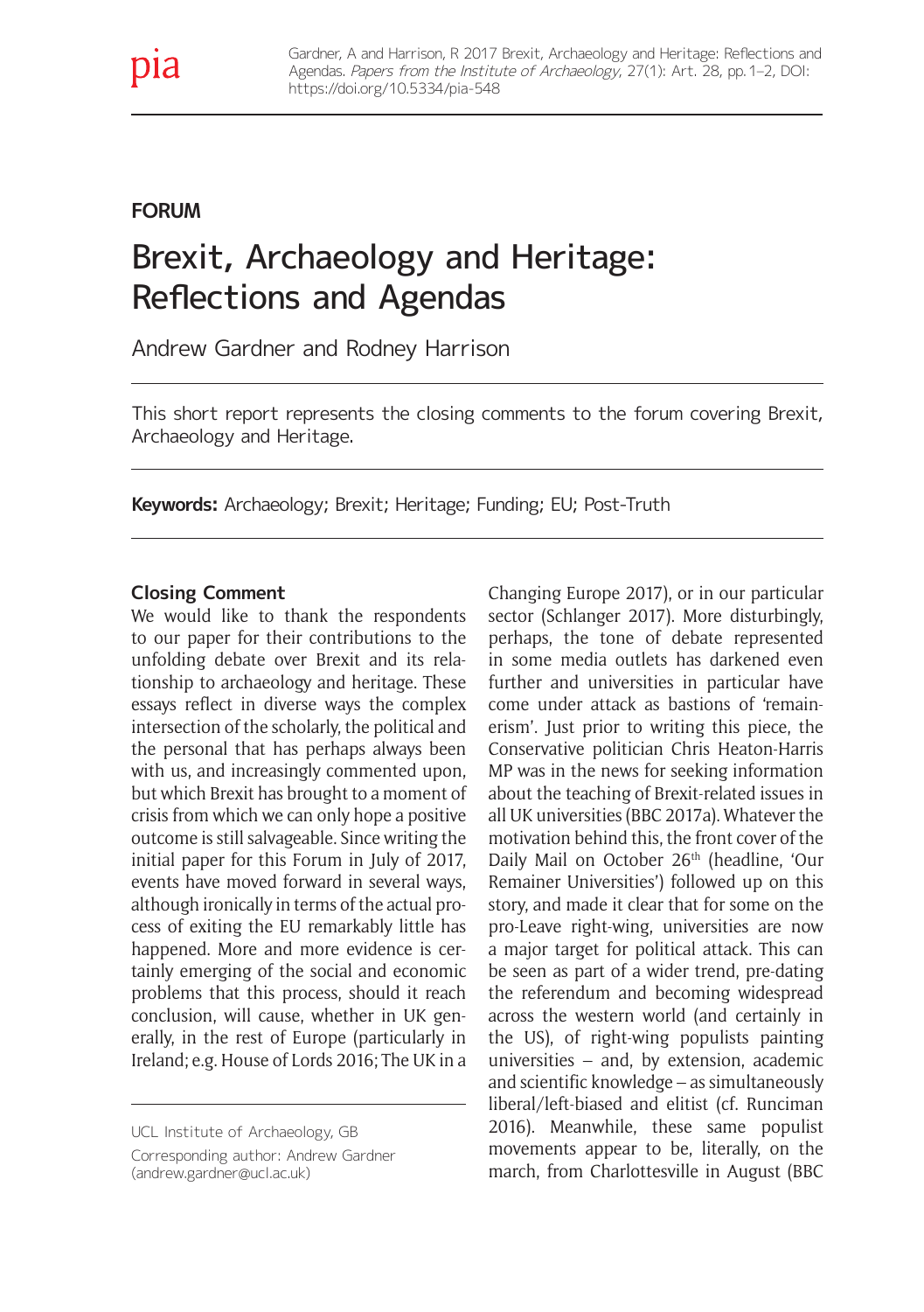FORUM

# Brexit, Archaeology and Heritage: Reflections and Agendas

Andrew Gardner and Rodney Harrison

This short report represents the closing comments to the forum covering Brexit, Archaeology and Heritage.

**Keywords:** Archaeology; Brexit; Heritage; Funding; EU; Post-Truth

## Closing Comment

We would like to thank the respondents to our paper for their contributions to the unfolding debate over Brexit and its relationship to archaeology and heritage. These essays reflect in diverse ways the complex intersection of the scholarly, the political and the personal that has perhaps always been with us, and increasingly commented upon, but which Brexit has brought to a moment of crisis from which we can only hope a positive outcome is still salvageable. Since writing the initial paper for this Forum in July of 2017, events have moved forward in several ways, although ironically in terms of the actual process of exiting the EU remarkably little has happened. More and more evidence is certainly emerging of the social and economic problems that this process, should it reach conclusion, will cause, whether in UK generally, in the rest of Europe (particularly in Ireland; e.g. House of Lords 2016; The UK in a Changing Europe 2017), or in our particular sector (Schlanger 2017). More disturbingly, perhaps, the tone of debate represented in some media outlets has darkened even further and universities in particular have come under attack as bastions of 'remainerism'. Just prior to writing this piece, the Conservative politician Chris Heaton-Harris MP was in the news for seeking information about the teaching of Brexit-related issues in all UK universities (BBC 2017a). Whatever the motivation behind this, the front cover of the Daily Mail on October 26th (headline, 'Our Remainer Universities') followed up on this story, and made it clear that for some on the pro-Leave right-wing, universities are now a major target for political attack. This can be seen as part of a wider trend, pre-dating the referendum and becoming widespread across the western world (and certainly in the US), of right-wing populists painting universities – and, by extension, academic and scientific knowledge – as simultaneously liberal/left-biased and elitist (cf. Runciman 2016). Meanwhile, these same populist movements appear to be, literally, on the march, from Charlottesville in August (BBC

UCL Institute of Archaeology, GB

Corresponding author: Andrew Gardner (andrew.gardner@ucl.ac.uk)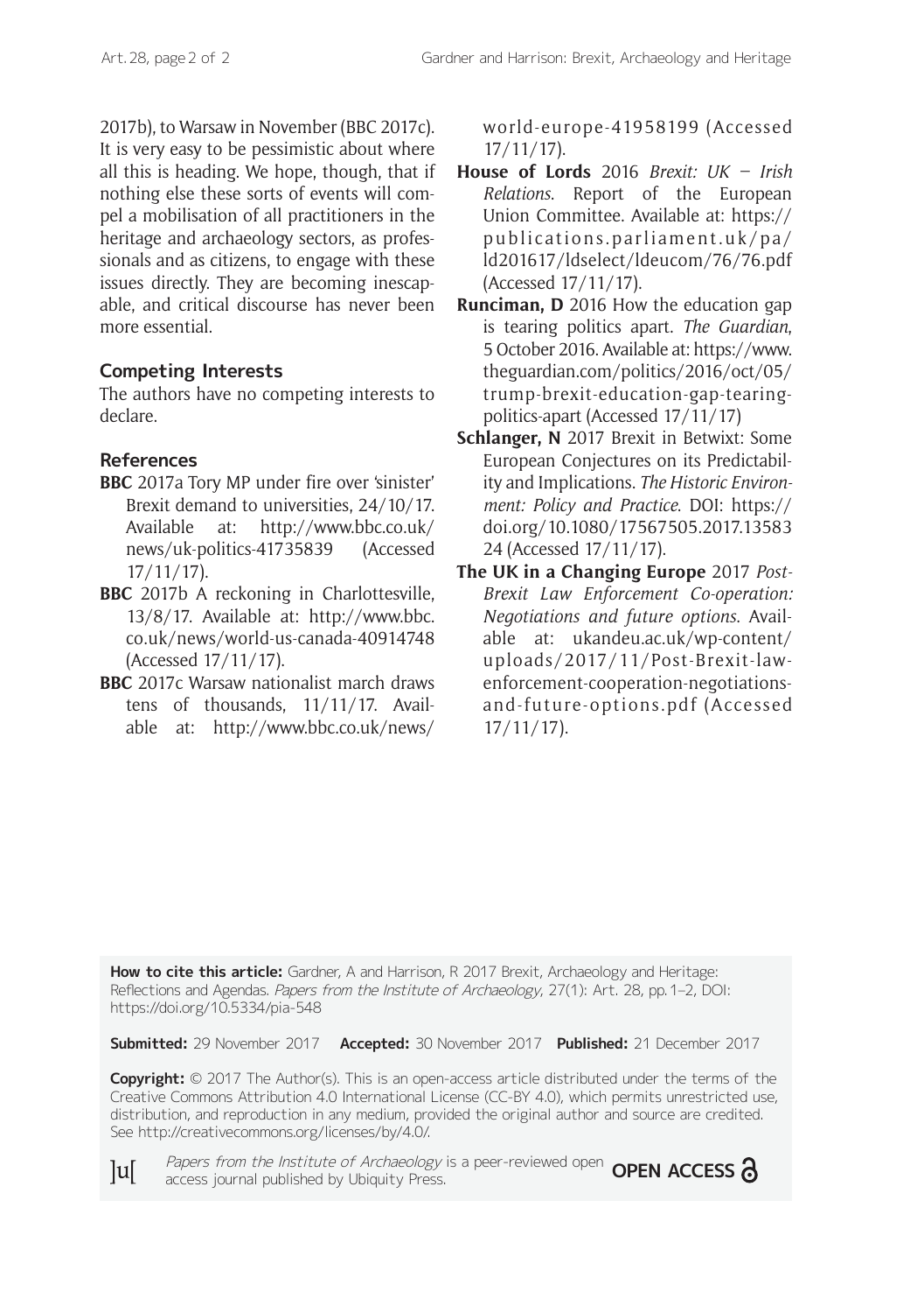2017b), to Warsaw in November (BBC 2017c). It is very easy to be pessimistic about where all this is heading. We hope, though, that if nothing else these sorts of events will compel a mobilisation of all practitioners in the heritage and archaeology sectors, as professionals and as citizens, to engage with these issues directly. They are becoming inescapable, and critical discourse has never been more essential.

## Competing Interests

The authors have no competing interests to declare.

## References

**BBC** 2017a Tory MP under fire over 'sinister' Brexit demand to universities, 24/10/17. Available at: http://www.bbc.co.uk/news/uk-politics-41735839 (Accessed 17/11/17).

**BBC** 2017b A reckoning in Charlottesville, 13/8/17. Available at: http://www.bbc.co.uk/news/world-us-canada-40914748 (Accessed 17/11/17).

**BBC** 2017c Warsaw nationalist march draws tens of thousands, 11/11/17. Available at: http://www.bbc.co.uk/news/world-europe-41958199 (Accessed 17/11/17).

**House of Lords** 2016 *Brexit: UK – Irish Relations*. Report of the European Union Committee. Available at: https://publications.parliament.uk/pa/ld201617/ldselect/ldeucom/76/76.pdf (Accessed 17/11/17).

**Runciman, D** 2016 How the education gap is tearing politics apart. *The Guardian*, 5 October 2016. Available at: https://www.theguardian.com/politics/2016/oct/05/trump-brexit-education-gap-tearing-politics-apart (Accessed 17/11/17)

**Schlanger, N** 2017 Brexit in Betwixt: Some European Conjectures on its Predictability and Implications. *The Historic Environment: Policy and Practice*. DOI: https://doi.org/10.1080/17567505.2017.1358324 (Accessed 17/11/17).

**The UK in a Changing Europe** 2017 *Post-Brexit Law Enforcement Co-operation: Negotiations and future options*. Available at: ukandeu.ac.uk/wp-content/uploads/2017/11/Post-Brexit-law-enforcement-cooperation-negotiations-and-future-options.pdf (Accessed 17/11/17).

**How to cite this article:** Gardner, A and Harrison, R 2017 Brexit, Archaeology and Heritage: Reflections and Agendas. *Papers from the Institute of Archaeology*, 27(1): Art. 28, pp. 1–2, DOI: https://doi.org/10.5334/pia-548

**Submitted:** 29 November 2017 **Accepted:** 30 November 2017 **Published:** 21 December 2017

**Copyright:** © 2017 The Author(s). This is an open-access article distributed under the terms of the Creative Commons Attribution 4.0 International License (CC-BY 4.0), which permits unrestricted use, distribution, and reproduction in any medium, provided the original author and source are credited. See http://creativecommons.org/licenses/by/4.0/.

*Papers from the Institute of Archaeology* is a peer-reviewed open access journal published by Ubiquity Press. **OPEN ACCESS**